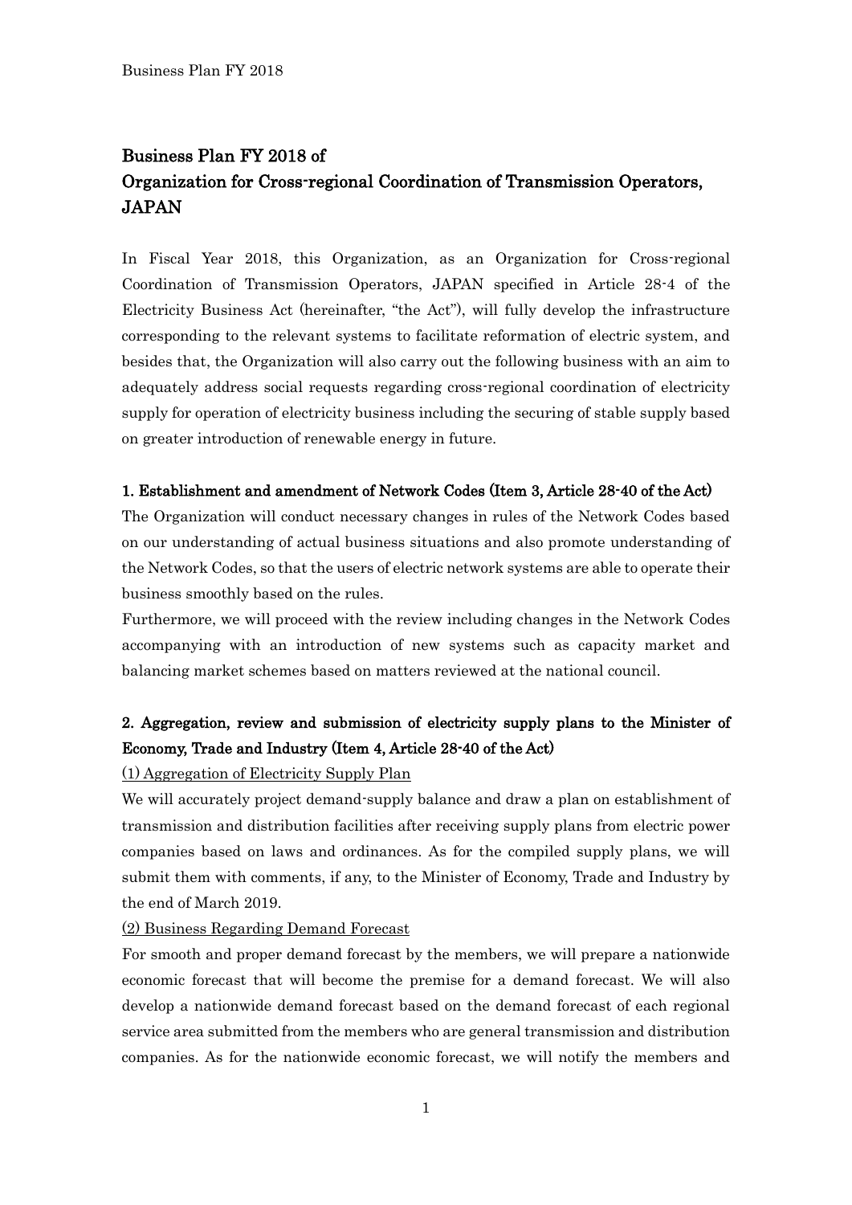# Business Plan FY 2018 of Organization for Cross-regional Coordination of Transmission Operators, JAPAN

In Fiscal Year 2018, this Organization, as an Organization for Cross-regional Coordination of Transmission Operators, JAPAN specified in Article 28-4 of the Electricity Business Act (hereinafter, "the Act"), will fully develop the infrastructure corresponding to the relevant systems to facilitate reformation of electric system, and besides that, the Organization will also carry out the following business with an aim to adequately address social requests regarding cross-regional coordination of electricity supply for operation of electricity business including the securing of stable supply based on greater introduction of renewable energy in future.

## 1. Establishment and amendment of Network Codes (Item 3, Article 28-40 of the Act)

The Organization will conduct necessary changes in rules of the Network Codes based on our understanding of actual business situations and also promote understanding of the Network Codes, so that the users of electric network systems are able to operate their business smoothly based on the rules.

Furthermore, we will proceed with the review including changes in the Network Codes accompanying with an introduction of new systems such as capacity market and balancing market schemes based on matters reviewed at the national council.

## 2. Aggregation, review and submission of electricity supply plans to the Minister of Economy, Trade and Industry (Item 4, Article 28-40 of the Act)

### (1) Aggregation of Electricity Supply Plan

We will accurately project demand-supply balance and draw a plan on establishment of transmission and distribution facilities after receiving supply plans from electric power companies based on laws and ordinances. As for the compiled supply plans, we will submit them with comments, if any, to the Minister of Economy, Trade and Industry by the end of March 2019.

### (2) Business Regarding Demand Forecast

For smooth and proper demand forecast by the members, we will prepare a nationwide economic forecast that will become the premise for a demand forecast. We will also develop a nationwide demand forecast based on the demand forecast of each regional service area submitted from the members who are general transmission and distribution companies. As for the nationwide economic forecast, we will notify the members and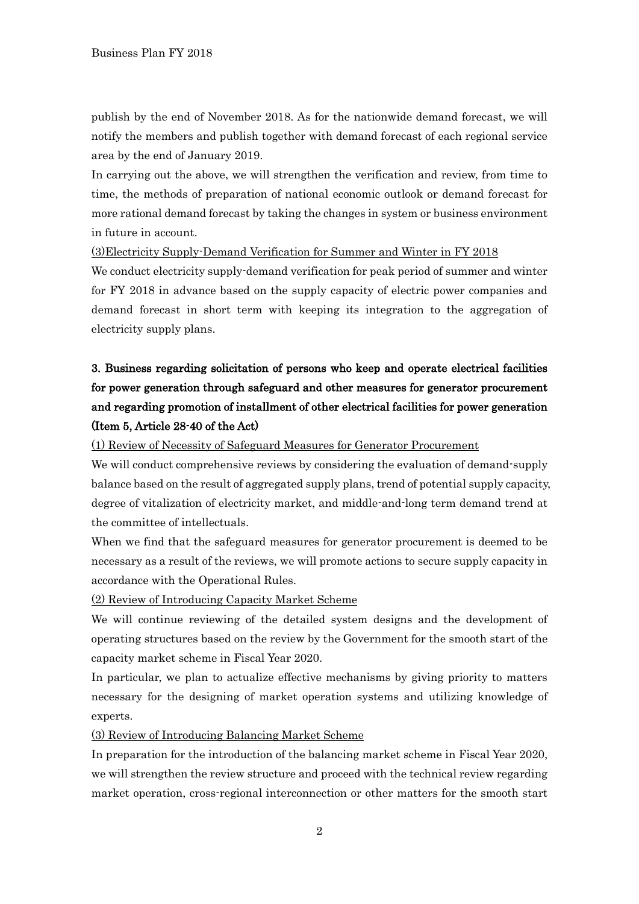publish by the end of November 2018. As for the nationwide demand forecast, we will notify the members and publish together with demand forecast of each regional service area by the end of January 2019.

In carrying out the above, we will strengthen the verification and review, from time to time, the methods of preparation of national economic outlook or demand forecast for more rational demand forecast by taking the changes in system or business environment in future in account.

(3)Electricity Supply-Demand Verification for Summer and Winter in FY 2018

We conduct electricity supply-demand verification for peak period of summer and winter for FY 2018 in advance based on the supply capacity of electric power companies and demand forecast in short term with keeping its integration to the aggregation of electricity supply plans.

## 3. Business regarding solicitation of persons who keep and operate electrical facilities for power generation through safeguard and other measures for generator procurement and regarding promotion of installment of other electrical facilities for power generation (Item 5, Article 28-40 of the Act)

(1) Review of Necessity of Safeguard Measures for Generator Procurement

We will conduct comprehensive reviews by considering the evaluation of demand-supply balance based on the result of aggregated supply plans, trend of potential supply capacity, degree of vitalization of electricity market, and middle-and-long term demand trend at the committee of intellectuals.

When we find that the safeguard measures for generator procurement is deemed to be necessary as a result of the reviews, we will promote actions to secure supply capacity in accordance with the Operational Rules.

(2) Review of Introducing Capacity Market Scheme

We will continue reviewing of the detailed system designs and the development of operating structures based on the review by the Government for the smooth start of the capacity market scheme in Fiscal Year 2020.

In particular, we plan to actualize effective mechanisms by giving priority to matters necessary for the designing of market operation systems and utilizing knowledge of experts.

(3) Review of Introducing Balancing Market Scheme

In preparation for the introduction of the balancing market scheme in Fiscal Year 2020, we will strengthen the review structure and proceed with the technical review regarding market operation, cross-regional interconnection or other matters for the smooth start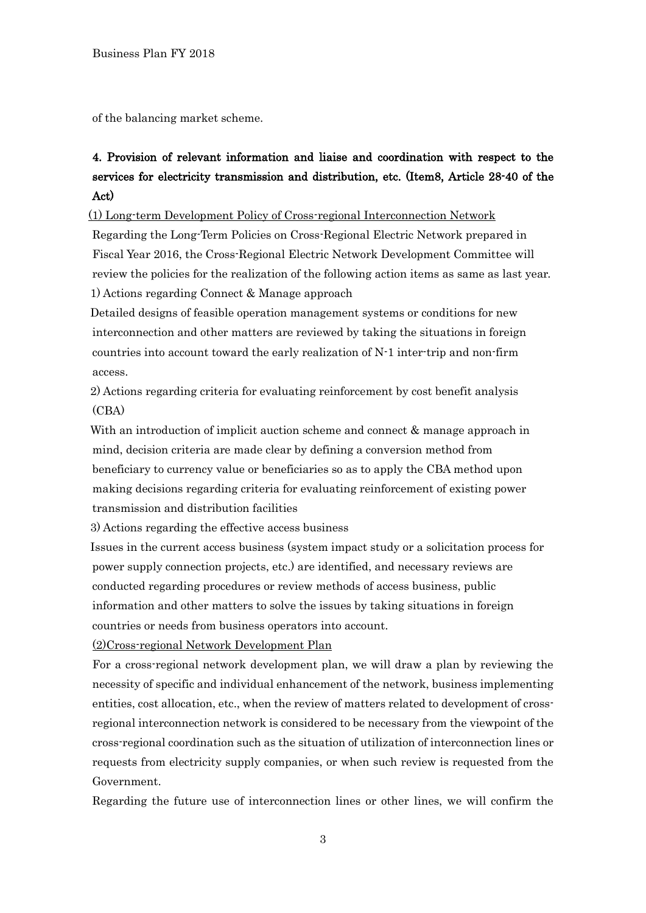of the balancing market scheme.

## 4. Provision of relevant information and liaise and coordination with respect to the services for electricity transmission and distribution, etc. (Item8, Article 28-40 of the Act)

(1) Long-term Development Policy of Cross-regional Interconnection Network

Regarding the Long-Term Policies on Cross-Regional Electric Network prepared in Fiscal Year 2016, the Cross-Regional Electric Network Development Committee will review the policies for the realization of the following action items as same as last year.

1) Actions regarding Connect & Manage approach

Detailed designs of feasible operation management systems or conditions for new interconnection and other matters are reviewed by taking the situations in foreign countries into account toward the early realization of N-1 inter-trip and non-firm access.

2) Actions regarding criteria for evaluating reinforcement by cost benefit analysis (CBA)

With an introduction of implicit auction scheme and connect & manage approach in mind, decision criteria are made clear by defining a conversion method from beneficiary to currency value or beneficiaries so as to apply the CBA method upon making decisions regarding criteria for evaluating reinforcement of existing power transmission and distribution facilities

3) Actions regarding the effective access business

Issues in the current access business (system impact study or a solicitation process for power supply connection projects, etc.) are identified, and necessary reviews are conducted regarding procedures or review methods of access business, public information and other matters to solve the issues by taking situations in foreign countries or needs from business operators into account.

(2)Cross-regional Network Development Plan

For a cross-regional network development plan, we will draw a plan by reviewing the necessity of specific and individual enhancement of the network, business implementing entities, cost allocation, etc., when the review of matters related to development of cross-regional interconnection network is considered to be necessary from the viewpoint of the cross-regional coordination such as the situation of utilization of interconnection lines or requests from electricity supply companies, or when such review is requested from the Government.

Regarding the future use of interconnection lines or other lines, we will confirm the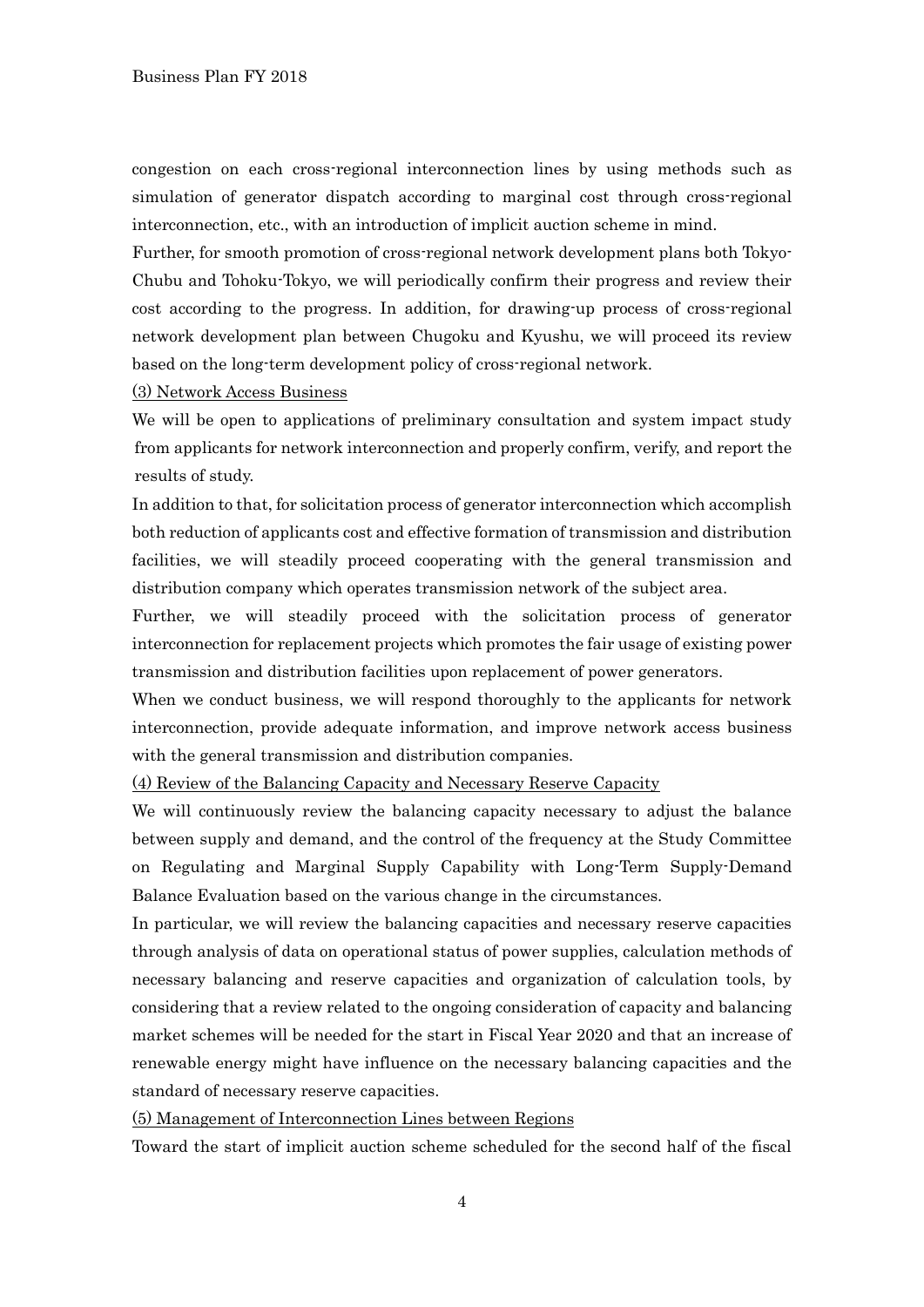congestion on each cross-regional interconnection lines by using methods such as simulation of generator dispatch according to marginal cost through cross-regional interconnection, etc., with an introduction of implicit auction scheme in mind.

Further, for smooth promotion of cross-regional network development plans both Tokyo-Chubu and Tohoku-Tokyo, we will periodically confirm their progress and review their cost according to the progress. In addition, for drawing-up process of cross-regional network development plan between Chugoku and Kyushu, we will proceed its review based on the long-term development policy of cross-regional network.

(3) Network Access Business

We will be open to applications of preliminary consultation and system impact study from applicants for network interconnection and properly confirm, verify, and report the results of study.

In addition to that, for solicitation process of generator interconnection which accomplish both reduction of applicants cost and effective formation of transmission and distribution facilities, we will steadily proceed cooperating with the general transmission and distribution company which operates transmission network of the subject area.

Further, we will steadily proceed with the solicitation process of generator interconnection for replacement projects which promotes the fair usage of existing power transmission and distribution facilities upon replacement of power generators.

When we conduct business, we will respond thoroughly to the applicants for network interconnection, provide adequate information, and improve network access business with the general transmission and distribution companies.

(4) Review of the Balancing Capacity and Necessary Reserve Capacity

We will continuously review the balancing capacity necessary to adjust the balance between supply and demand, and the control of the frequency at the Study Committee on Regulating and Marginal Supply Capability with Long-Term Supply-Demand Balance Evaluation based on the various change in the circumstances.

In particular, we will review the balancing capacities and necessary reserve capacities through analysis of data on operational status of power supplies, calculation methods of necessary balancing and reserve capacities and organization of calculation tools, by considering that a review related to the ongoing consideration of capacity and balancing market schemes will be needed for the start in Fiscal Year 2020 and that an increase of renewable energy might have influence on the necessary balancing capacities and the standard of necessary reserve capacities.

(5) Management of Interconnection Lines between Regions

Toward the start of implicit auction scheme scheduled for the second half of the fiscal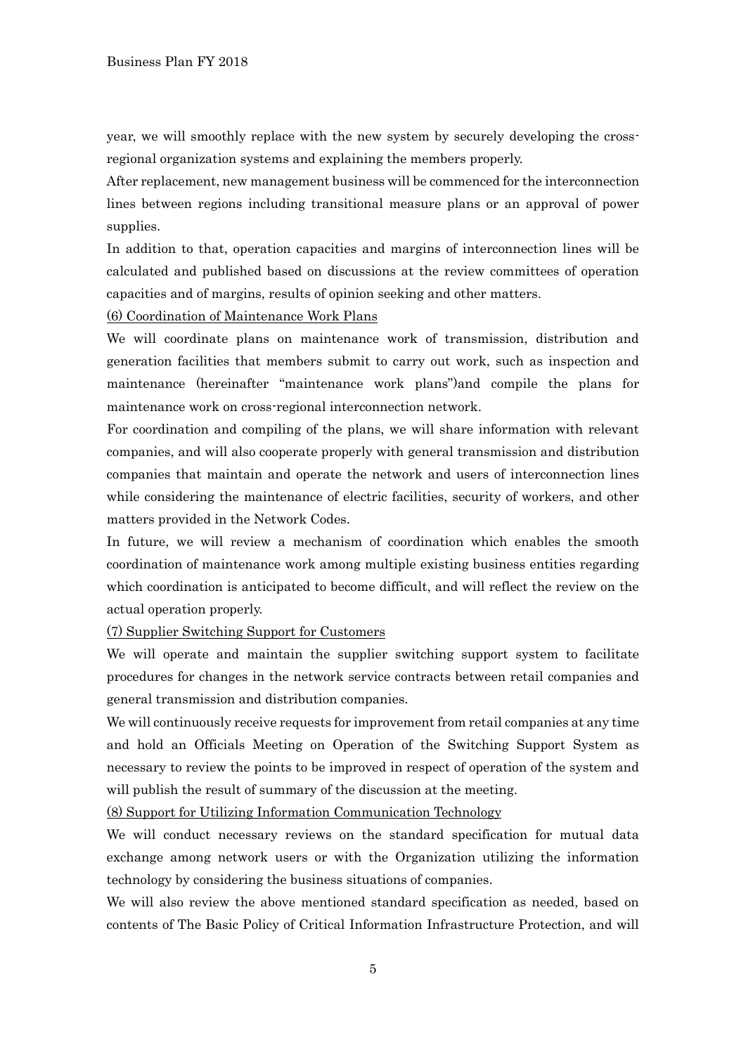year, we will smoothly replace with the new system by securely developing the cross-regional organization systems and explaining the members properly.

After replacement, new management business will be commenced for the interconnection lines between regions including transitional measure plans or an approval of power supplies.

In addition to that, operation capacities and margins of interconnection lines will be calculated and published based on discussions at the review committees of operation capacities and of margins, results of opinion seeking and other matters.

<u>(6) Coordination of Maintenance Work Plans</u>

We will coordinate plans on maintenance work of transmission, distribution and generation facilities that members submit to carry out work, such as inspection and maintenance (hereinafter "maintenance work plans")and compile the plans for maintenance work on cross-regional interconnection network.

For coordination and compiling of the plans, we will share information with relevant companies, and will also cooperate properly with general transmission and distribution companies that maintain and operate the network and users of interconnection lines while considering the maintenance of electric facilities, security of workers, and other matters provided in the Network Codes.

In future, we will review a mechanism of coordination which enables the smooth coordination of maintenance work among multiple existing business entities regarding which coordination is anticipated to become difficult, and will reflect the review on the actual operation properly.

<u>(7) Supplier Switching Support for Customers</u>

We will operate and maintain the supplier switching support system to facilitate procedures for changes in the network service contracts between retail companies and general transmission and distribution companies.

We will continuously receive requests for improvement from retail companies at any time and hold an Officials Meeting on Operation of the Switching Support System as necessary to review the points to be improved in respect of operation of the system and will publish the result of summary of the discussion at the meeting.

<u>(8) Support for Utilizing Information Communication Technology</u>

We will conduct necessary reviews on the standard specification for mutual data exchange among network users or with the Organization utilizing the information technology by considering the business situations of companies.

We will also review the above mentioned standard specification as needed, based on contents of The Basic Policy of Critical Information Infrastructure Protection, and will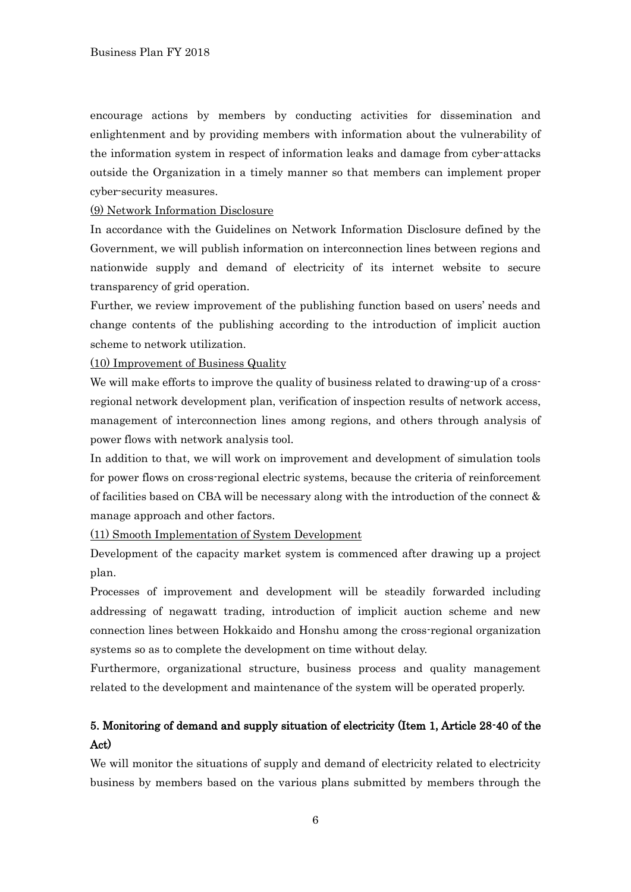encourage actions by members by conducting activities for dissemination and enlightenment and by providing members with information about the vulnerability of the information system in respect of information leaks and damage from cyber-attacks outside the Organization in a timely manner so that members can implement proper cyber-security measures.

(9) Network Information Disclosure

In accordance with the Guidelines on Network Information Disclosure defined by the Government, we will publish information on interconnection lines between regions and nationwide supply and demand of electricity of its internet website to secure transparency of grid operation.

Further, we review improvement of the publishing function based on users' needs and change contents of the publishing according to the introduction of implicit auction scheme to network utilization.

(10) Improvement of Business Quality

We will make efforts to improve the quality of business related to drawing-up of a cross-regional network development plan, verification of inspection results of network access, management of interconnection lines among regions, and others through analysis of power flows with network analysis tool.

In addition to that, we will work on improvement and development of simulation tools for power flows on cross-regional electric systems, because the criteria of reinforcement of facilities based on CBA will be necessary along with the introduction of the connect & manage approach and other factors.

(11) Smooth Implementation of System Development

Development of the capacity market system is commenced after drawing up a project plan.

Processes of improvement and development will be steadily forwarded including addressing of negawatt trading, introduction of implicit auction scheme and new connection lines between Hokkaido and Honshu among the cross-regional organization systems so as to complete the development on time without delay.

Furthermore, organizational structure, business process and quality management related to the development and maintenance of the system will be operated properly.

## 5. Monitoring of demand and supply situation of electricity (Item 1, Article 28-40 of the Act)

We will monitor the situations of supply and demand of electricity related to electricity business by members based on the various plans submitted by members through the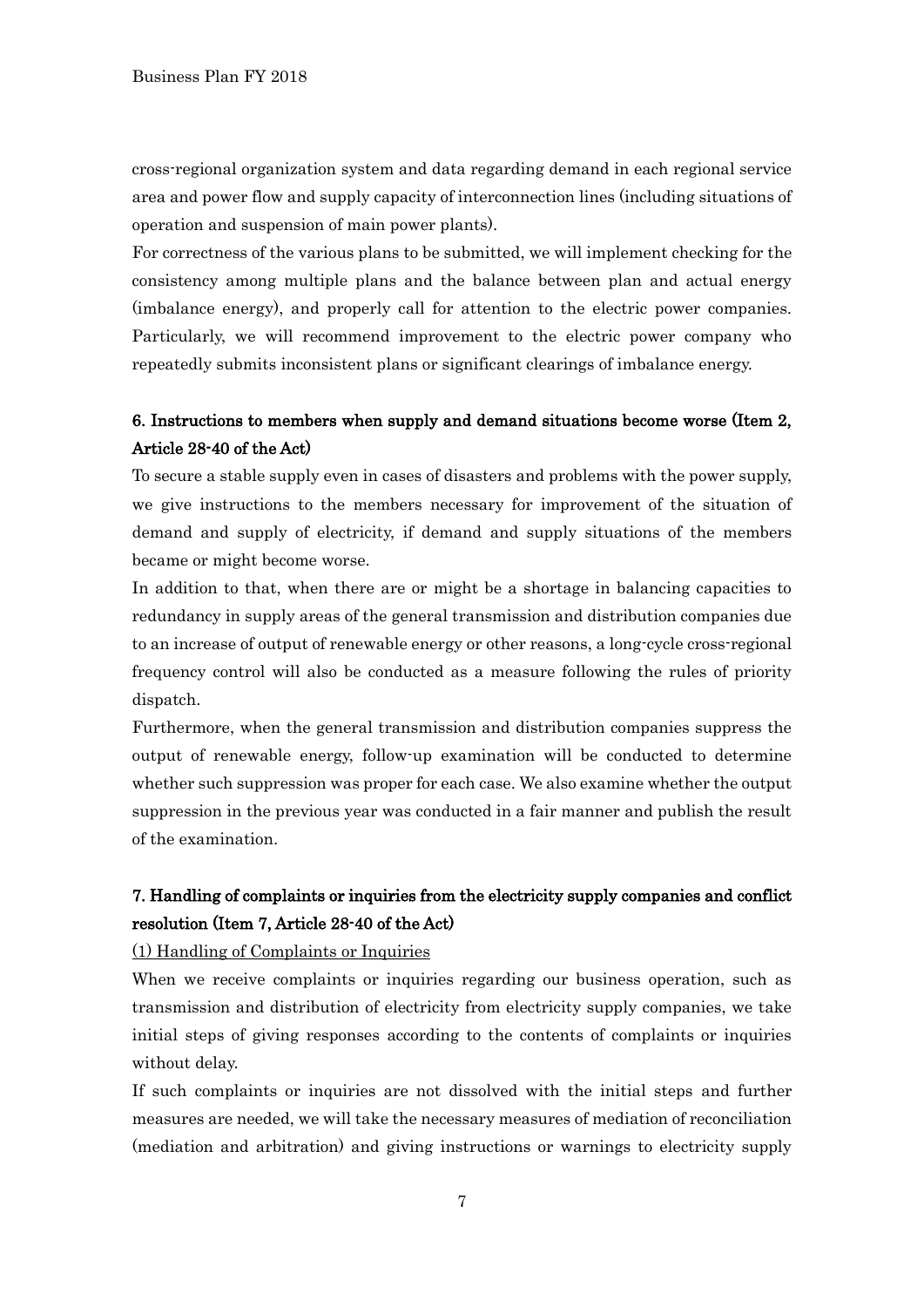cross-regional organization system and data regarding demand in each regional service area and power flow and supply capacity of interconnection lines (including situations of operation and suspension of main power plants).

For correctness of the various plans to be submitted, we will implement checking for the consistency among multiple plans and the balance between plan and actual energy (imbalance energy), and properly call for attention to the electric power companies. Particularly, we will recommend improvement to the electric power company who repeatedly submits inconsistent plans or significant clearings of imbalance energy.

## 6. Instructions to members when supply and demand situations become worse (Item 2, Article 28-40 of the Act)

To secure a stable supply even in cases of disasters and problems with the power supply, we give instructions to the members necessary for improvement of the situation of demand and supply of electricity, if demand and supply situations of the members became or might become worse.

In addition to that, when there are or might be a shortage in balancing capacities to redundancy in supply areas of the general transmission and distribution companies due to an increase of output of renewable energy or other reasons, a long-cycle cross-regional frequency control will also be conducted as a measure following the rules of priority dispatch.

Furthermore, when the general transmission and distribution companies suppress the output of renewable energy, follow-up examination will be conducted to determine whether such suppression was proper for each case. We also examine whether the output suppression in the previous year was conducted in a fair manner and publish the result of the examination.

## 7. Handling of complaints or inquiries from the electricity supply companies and conflict resolution (Item 7, Article 28-40 of the Act)

### (1) Handling of Complaints or Inquiries

When we receive complaints or inquiries regarding our business operation, such as transmission and distribution of electricity from electricity supply companies, we take initial steps of giving responses according to the contents of complaints or inquiries without delay.

If such complaints or inquiries are not dissolved with the initial steps and further measures are needed, we will take the necessary measures of mediation of reconciliation (mediation and arbitration) and giving instructions or warnings to electricity supply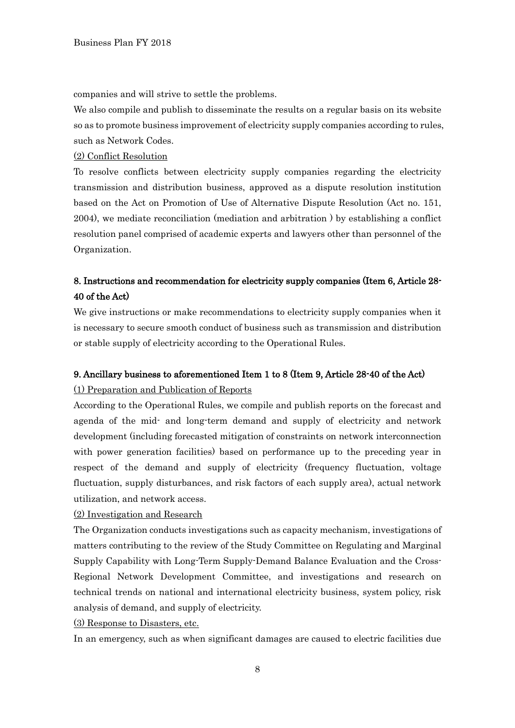companies and will strive to settle the problems.

We also compile and publish to disseminate the results on a regular basis on its website so as to promote business improvement of electricity supply companies according to rules, such as Network Codes.

(2) Conflict Resolution

To resolve conflicts between electricity supply companies regarding the electricity transmission and distribution business, approved as a dispute resolution institution based on the Act on Promotion of Use of Alternative Dispute Resolution (Act no. 151, 2004), we mediate reconciliation (mediation and arbitration ) by establishing a conflict resolution panel comprised of academic experts and lawyers other than personnel of the Organization.

### 8. Instructions and recommendation for electricity supply companies (Item 6, Article 28-40 of the Act)

We give instructions or make recommendations to electricity supply companies when it is necessary to secure smooth conduct of business such as transmission and distribution or stable supply of electricity according to the Operational Rules.

### 9. Ancillary business to aforementioned Item 1 to 8 (Item 9, Article 28-40 of the Act)

(1) Preparation and Publication of Reports

According to the Operational Rules, we compile and publish reports on the forecast and agenda of the mid- and long-term demand and supply of electricity and network development (including forecasted mitigation of constraints on network interconnection with power generation facilities) based on performance up to the preceding year in respect of the demand and supply of electricity (frequency fluctuation, voltage fluctuation, supply disturbances, and risk factors of each supply area), actual network utilization, and network access.

(2) Investigation and Research

The Organization conducts investigations such as capacity mechanism, investigations of matters contributing to the review of the Study Committee on Regulating and Marginal Supply Capability with Long-Term Supply-Demand Balance Evaluation and the Cross-Regional Network Development Committee, and investigations and research on technical trends on national and international electricity business, system policy, risk analysis of demand, and supply of electricity.

(3) Response to Disasters, etc.

In an emergency, such as when significant damages are caused to electric facilities due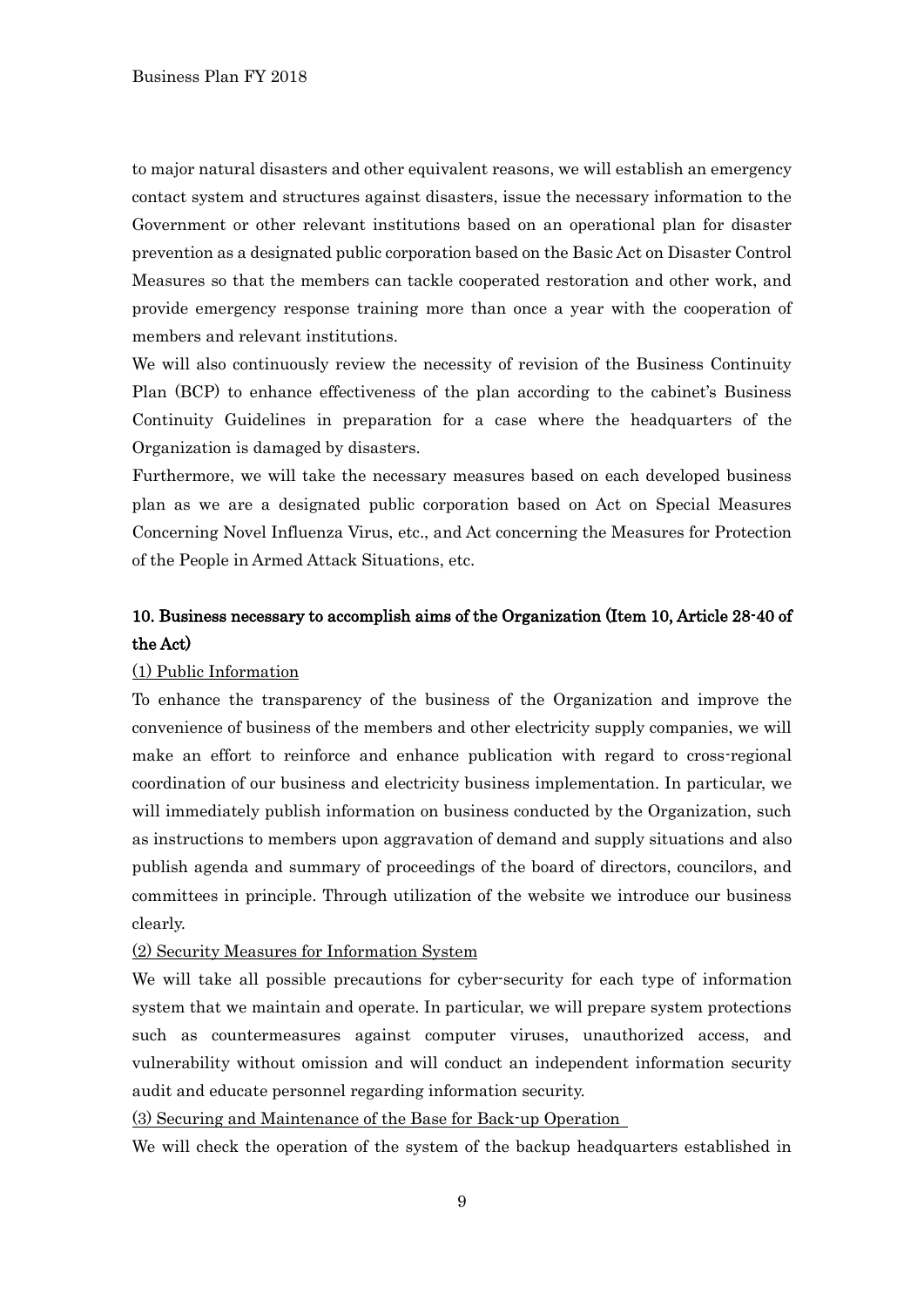to major natural disasters and other equivalent reasons, we will establish an emergency contact system and structures against disasters, issue the necessary information to the Government or other relevant institutions based on an operational plan for disaster prevention as a designated public corporation based on the Basic Act on Disaster Control Measures so that the members can tackle cooperated restoration and other work, and provide emergency response training more than once a year with the cooperation of members and relevant institutions.

We will also continuously review the necessity of revision of the Business Continuity Plan (BCP) to enhance effectiveness of the plan according to the cabinet's Business Continuity Guidelines in preparation for a case where the headquarters of the Organization is damaged by disasters.

Furthermore, we will take the necessary measures based on each developed business plan as we are a designated public corporation based on Act on Special Measures Concerning Novel Influenza Virus, etc., and Act concerning the Measures for Protection of the People in Armed Attack Situations, etc.

## 10. Business necessary to accomplish aims of the Organization (Item 10, Article 28-40 of the Act)

### (1) Public Information

To enhance the transparency of the business of the Organization and improve the convenience of business of the members and other electricity supply companies, we will make an effort to reinforce and enhance publication with regard to cross-regional coordination of our business and electricity business implementation. In particular, we will immediately publish information on business conducted by the Organization, such as instructions to members upon aggravation of demand and supply situations and also publish agenda and summary of proceedings of the board of directors, councilors, and committees in principle. Through utilization of the website we introduce our business clearly.

### (2) Security Measures for Information System

We will take all possible precautions for cyber-security for each type of information system that we maintain and operate. In particular, we will prepare system protections such as countermeasures against computer viruses, unauthorized access, and vulnerability without omission and will conduct an independent information security audit and educate personnel regarding information security.

### (3) Securing and Maintenance of the Base for Back-up Operation

We will check the operation of the system of the backup headquarters established in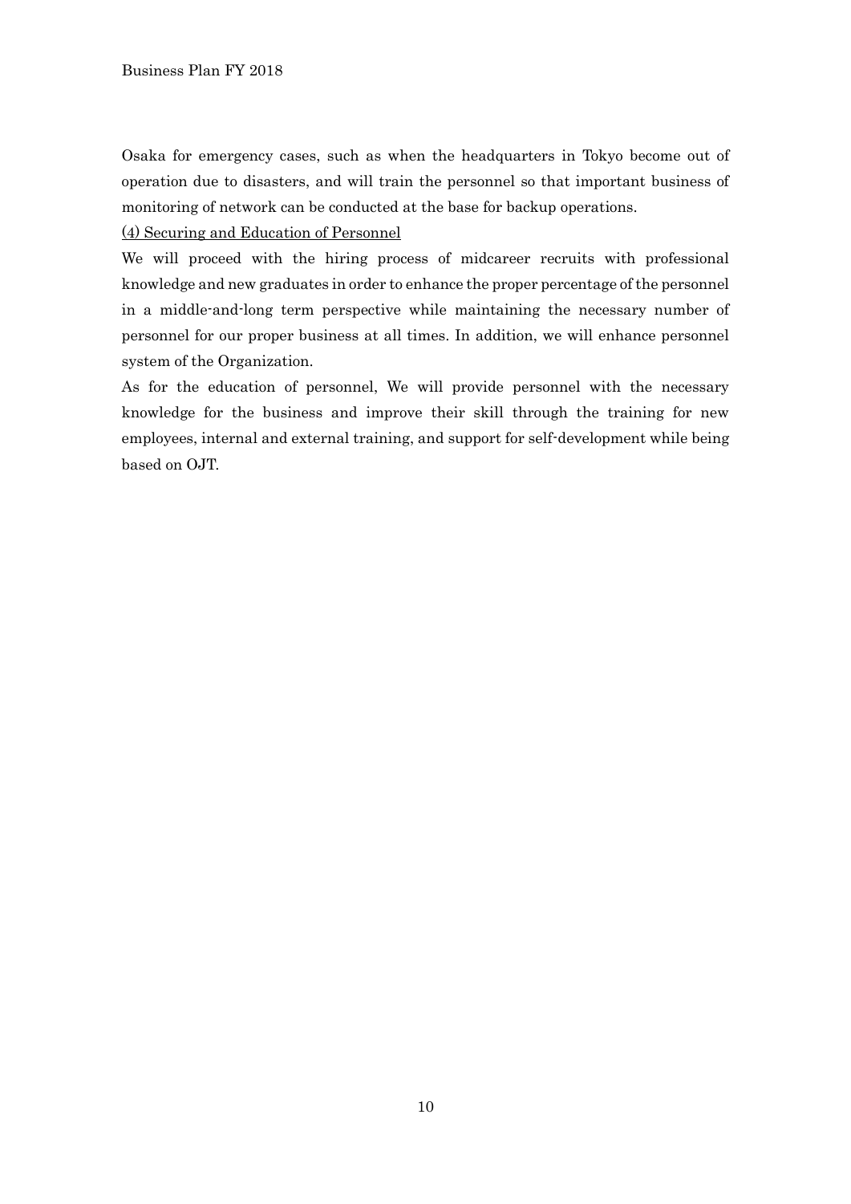Osaka for emergency cases, such as when the headquarters in Tokyo become out of operation due to disasters, and will train the personnel so that important business of monitoring of network can be conducted at the base for backup operations.

(4) Securing and Education of Personnel

We will proceed with the hiring process of midcareer recruits with professional knowledge and new graduates in order to enhance the proper percentage of the personnel in a middle-and-long term perspective while maintaining the necessary number of personnel for our proper business at all times. In addition, we will enhance personnel system of the Organization.

As for the education of personnel, We will provide personnel with the necessary knowledge for the business and improve their skill through the training for new employees, internal and external training, and support for self-development while being based on OJT.